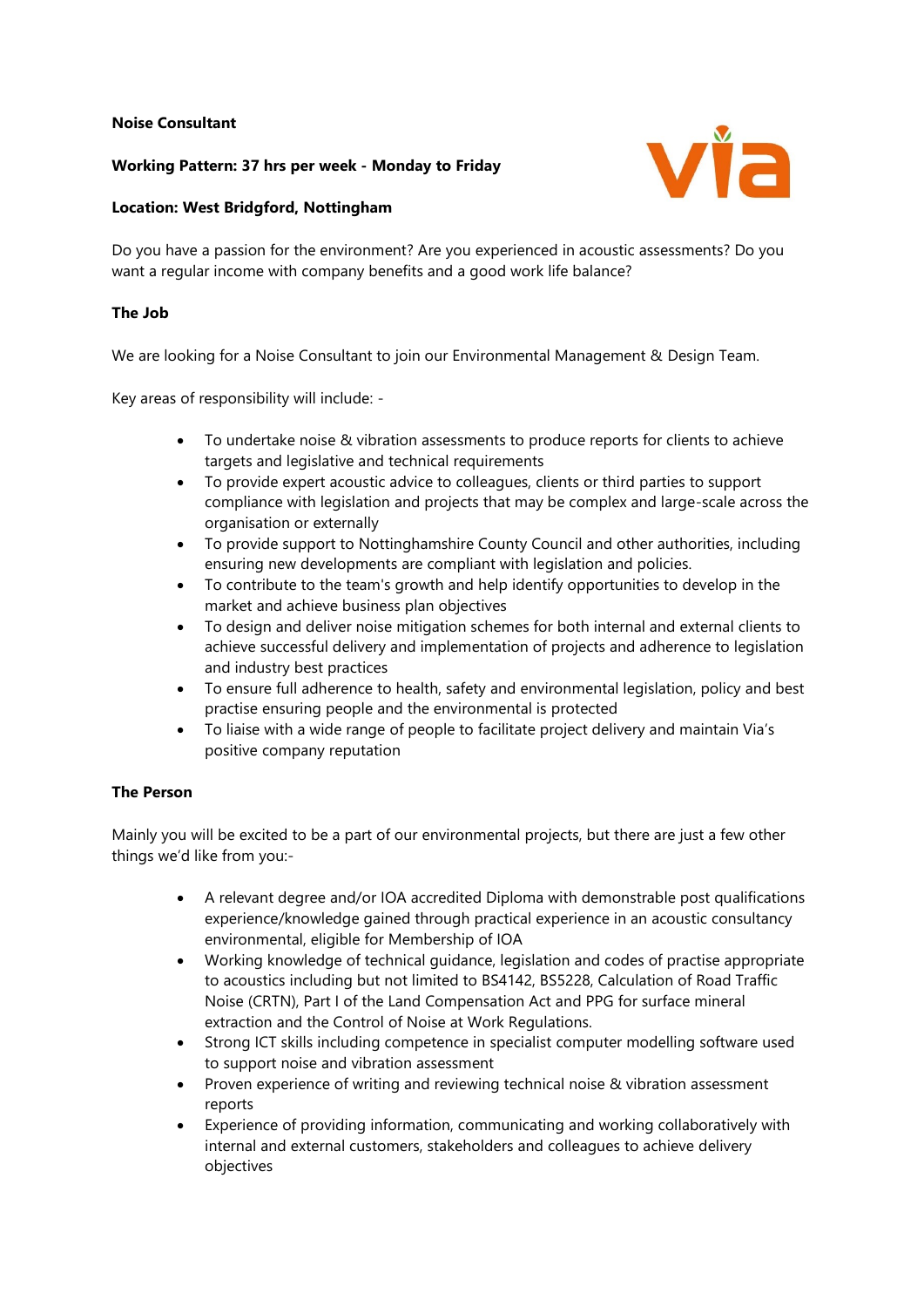**Noise Consultant**

**Working Pattern: 37 hrs per week - Monday to Friday**

**Location: West Bridgford, Nottingham**

Do you have a passion for the environment? Are you experienced in acoustic assessments? Do you want a regular income with company benefits and a good work life balance?

**The Job**

We are looking for a Noise Consultant to join our Environmental Management & Design Team.

Key areas of responsibility will include: -

- To undertake noise & vibration assessments to produce reports for clients to achieve targets and legislative and technical requirements
- To provide expert acoustic advice to colleagues, clients or third parties to support compliance with legislation and projects that may be complex and large-scale across the organisation or externally
- To provide support to Nottinghamshire County Council and other authorities, including ensuring new developments are compliant with legislation and policies.
- To contribute to the team's growth and help identify opportunities to develop in the market and achieve business plan objectives
- To design and deliver noise mitigation schemes for both internal and external clients to achieve successful delivery and implementation of projects and adherence to legislation and industry best practices
- To ensure full adherence to health, safety and environmental legislation, policy and best practise ensuring people and the environmental is protected
- To liaise with a wide range of people to facilitate project delivery and maintain Via's positive company reputation

**The Person**

Mainly you will be excited to be a part of our environmental projects, but there are just a few other things we'd like from you:-

- A relevant degree and/or IOA accredited Diploma with demonstrable post qualifications experience/knowledge gained through practical experience in an acoustic consultancy environmental, eligible for Membership of IOA
- Working knowledge of technical guidance, legislation and codes of practise appropriate to acoustics including but not limited to BS4142, BS5228, Calculation of Road Traffic Noise (CRTN), Part I of the Land Compensation Act and PPG for surface mineral extraction and the Control of Noise at Work Regulations.
- Strong ICT skills including competence in specialist computer modelling software used to support noise and vibration assessment
- Proven experience of writing and reviewing technical noise & vibration assessment reports
- Experience of providing information, communicating and working collaboratively with internal and external customers, stakeholders and colleagues to achieve delivery objectives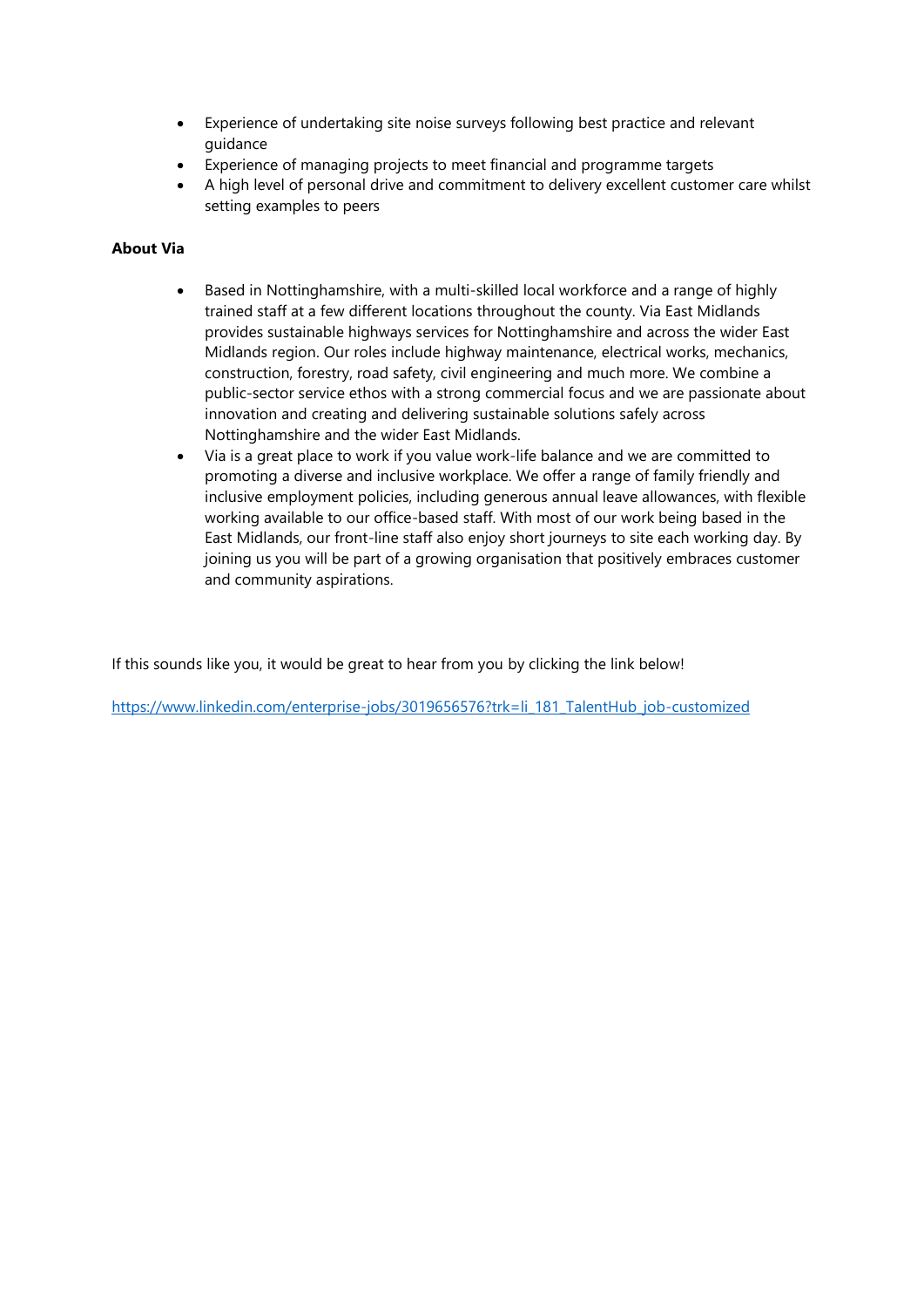- Experience of undertaking site noise surveys following best practice and relevant guidance
- Experience of managing projects to meet financial and programme targets
- A high level of personal drive and commitment to delivery excellent customer care whilst setting examples to peers

**About Via**

- Based in Nottinghamshire, with a multi-skilled local workforce and a range of highly trained staff at a few different locations throughout the county. Via East Midlands provides sustainable highways services for Nottinghamshire and across the wider East Midlands region. Our roles include highway maintenance, electrical works, mechanics, construction, forestry, road safety, civil engineering and much more. We combine a public-sector service ethos with a strong commercial focus and we are passionate about innovation and creating and delivering sustainable solutions safely across Nottinghamshire and the wider East Midlands.
- Via is a great place to work if you value work-life balance and we are committed to promoting a diverse and inclusive workplace. We offer a range of family friendly and inclusive employment policies, including generous annual leave allowances, with flexible working available to our office-based staff. With most of our work being based in the East Midlands, our front-line staff also enjoy short journeys to site each working day. By joining us you will be part of a growing organisation that positively embraces customer and community aspirations.

If this sounds like you, it would be great to hear from you by clicking the link below!

https://www.linkedin.com/enterprise-jobs/3019656576?trk=li_181_TalentHub_job-customized